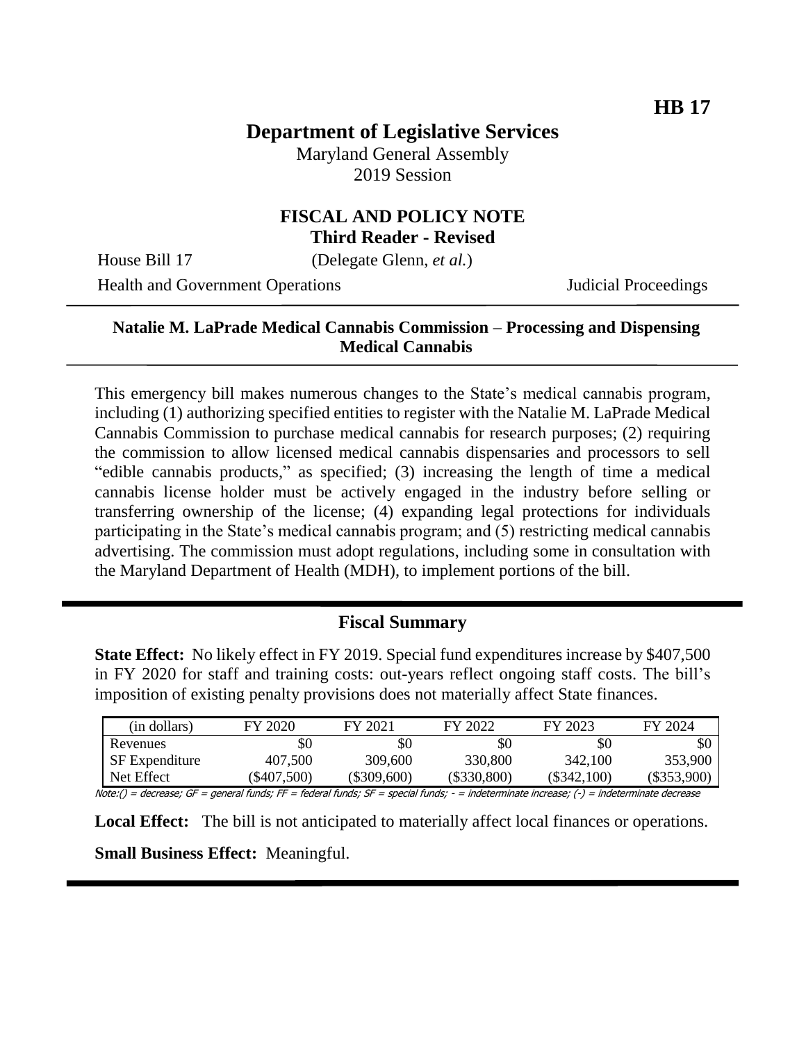**HB 17**

# Department of Legislative Services

Maryland General Assembly
2019 Session

## FISCAL AND POLICY NOTE
**Third Reader - Revised**

House Bill 17 (Delegate Glenn, *et al.*)

Health and Government Operations Judicial Proceedings

---

**Natalie M. LaPrade Medical Cannabis Commission – Processing and Dispensing Medical Cannabis**

---

This emergency bill makes numerous changes to the State's medical cannabis program, including (1) authorizing specified entities to register with the Natalie M. LaPrade Medical Cannabis Commission to purchase medical cannabis for research purposes; (2) requiring the commission to allow licensed medical cannabis dispensaries and processors to sell "edible cannabis products," as specified; (3) increasing the length of time a medical cannabis license holder must be actively engaged in the industry before selling or transferring ownership of the license; (4) expanding legal protections for individuals participating in the State's medical cannabis program; and (5) restricting medical cannabis advertising. The commission must adopt regulations, including some in consultation with the Maryland Department of Health (MDH), to implement portions of the bill.

---

## Fiscal Summary

**State Effect:** No likely effect in FY 2019. Special fund expenditures increase by $407,500 in FY 2020 for staff and training costs: out-years reflect ongoing staff costs. The bill's imposition of existing penalty provisions does not materially affect State finances.

| (in dollars) | FY 2020 | FY 2021 | FY 2022 | FY 2023 | FY 2024 |
|---|---|---|---|---|---|
| Revenues | $0 | $0 | $0 | $0 | $0 |
| SF Expenditure | 407,500 | 309,600 | 330,800 | 342,100 | 353,900 |
| Net Effect | ($407,500) | ($309,600) | ($330,800) | ($342,100) | ($353,900) |

Note:() = decrease; GF = general funds; FF = federal funds; SF = special funds; - = indeterminate increase; (-) = indeterminate decrease

**Local Effect:** The bill is not anticipated to materially affect local finances or operations.

**Small Business Effect:** Meaningful.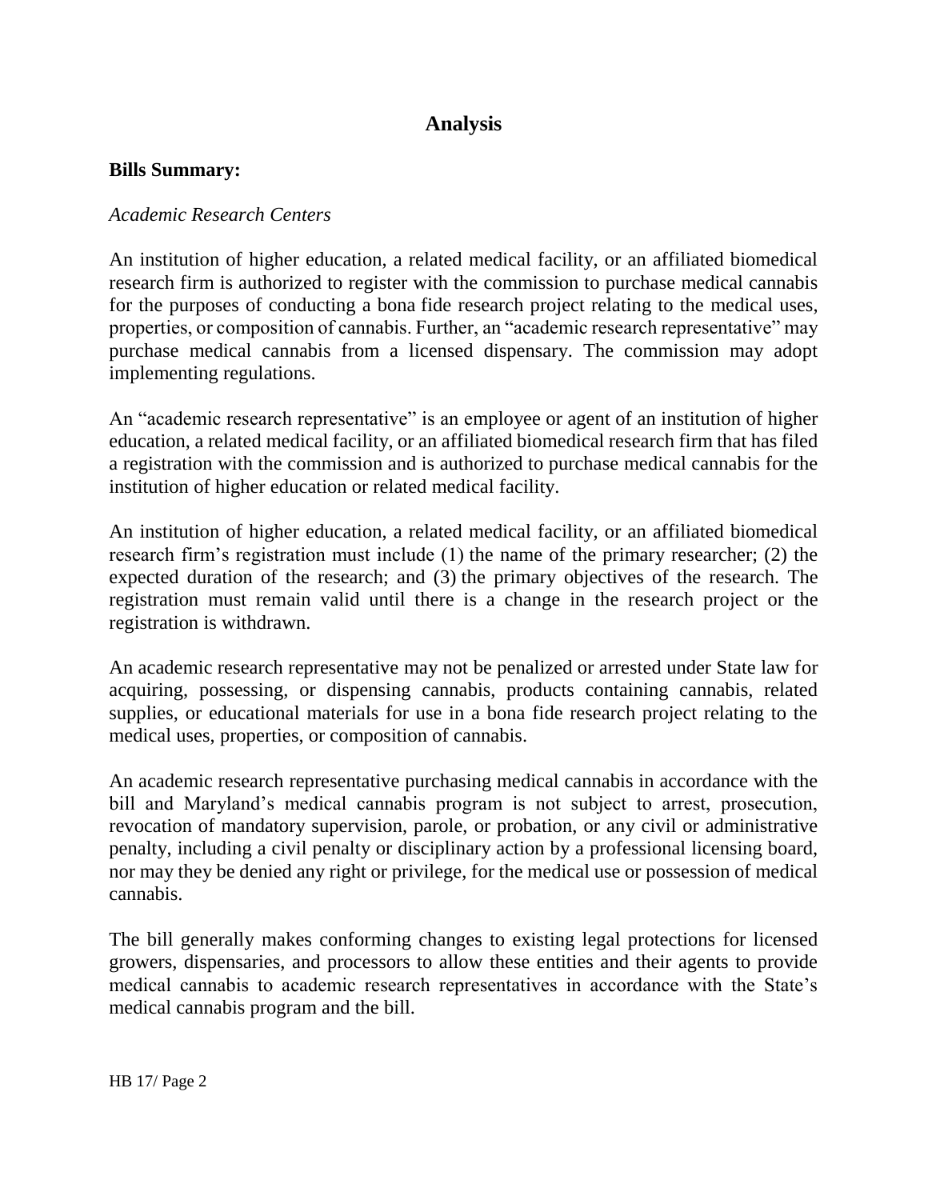## Analysis

**Bills Summary:**

*Academic Research Centers*

An institution of higher education, a related medical facility, or an affiliated biomedical research firm is authorized to register with the commission to purchase medical cannabis for the purposes of conducting a bona fide research project relating to the medical uses, properties, or composition of cannabis. Further, an "academic research representative" may purchase medical cannabis from a licensed dispensary. The commission may adopt implementing regulations.

An "academic research representative" is an employee or agent of an institution of higher education, a related medical facility, or an affiliated biomedical research firm that has filed a registration with the commission and is authorized to purchase medical cannabis for the institution of higher education or related medical facility.

An institution of higher education, a related medical facility, or an affiliated biomedical research firm's registration must include (1) the name of the primary researcher; (2) the expected duration of the research; and (3) the primary objectives of the research. The registration must remain valid until there is a change in the research project or the registration is withdrawn.

An academic research representative may not be penalized or arrested under State law for acquiring, possessing, or dispensing cannabis, products containing cannabis, related supplies, or educational materials for use in a bona fide research project relating to the medical uses, properties, or composition of cannabis.

An academic research representative purchasing medical cannabis in accordance with the bill and Maryland's medical cannabis program is not subject to arrest, prosecution, revocation of mandatory supervision, parole, or probation, or any civil or administrative penalty, including a civil penalty or disciplinary action by a professional licensing board, nor may they be denied any right or privilege, for the medical use or possession of medical cannabis.

The bill generally makes conforming changes to existing legal protections for licensed growers, dispensaries, and processors to allow these entities and their agents to provide medical cannabis to academic research representatives in accordance with the State's medical cannabis program and the bill.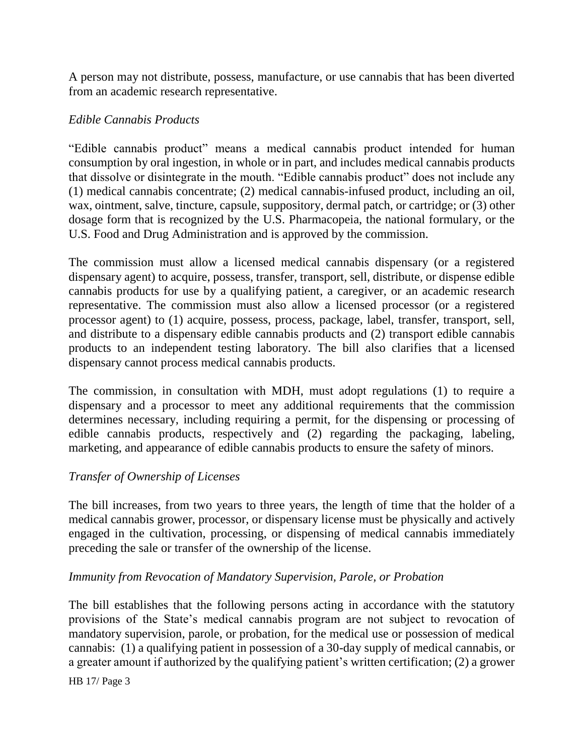A person may not distribute, possess, manufacture, or use cannabis that has been diverted from an academic research representative.

*Edible Cannabis Products*

"Edible cannabis product" means a medical cannabis product intended for human consumption by oral ingestion, in whole or in part, and includes medical cannabis products that dissolve or disintegrate in the mouth. "Edible cannabis product" does not include any (1) medical cannabis concentrate; (2) medical cannabis-infused product, including an oil, wax, ointment, salve, tincture, capsule, suppository, dermal patch, or cartridge; or (3) other dosage form that is recognized by the U.S. Pharmacopeia, the national formulary, or the U.S. Food and Drug Administration and is approved by the commission.

The commission must allow a licensed medical cannabis dispensary (or a registered dispensary agent) to acquire, possess, transfer, transport, sell, distribute, or dispense edible cannabis products for use by a qualifying patient, a caregiver, or an academic research representative. The commission must also allow a licensed processor (or a registered processor agent) to (1) acquire, possess, process, package, label, transfer, transport, sell, and distribute to a dispensary edible cannabis products and (2) transport edible cannabis products to an independent testing laboratory. The bill also clarifies that a licensed dispensary cannot process medical cannabis products.

The commission, in consultation with MDH, must adopt regulations (1) to require a dispensary and a processor to meet any additional requirements that the commission determines necessary, including requiring a permit, for the dispensing or processing of edible cannabis products, respectively and (2) regarding the packaging, labeling, marketing, and appearance of edible cannabis products to ensure the safety of minors.

*Transfer of Ownership of Licenses*

The bill increases, from two years to three years, the length of time that the holder of a medical cannabis grower, processor, or dispensary license must be physically and actively engaged in the cultivation, processing, or dispensing of medical cannabis immediately preceding the sale or transfer of the ownership of the license.

*Immunity from Revocation of Mandatory Supervision, Parole, or Probation*

The bill establishes that the following persons acting in accordance with the statutory provisions of the State's medical cannabis program are not subject to revocation of mandatory supervision, parole, or probation, for the medical use or possession of medical cannabis: (1) a qualifying patient in possession of a 30-day supply of medical cannabis, or a greater amount if authorized by the qualifying patient's written certification; (2) a grower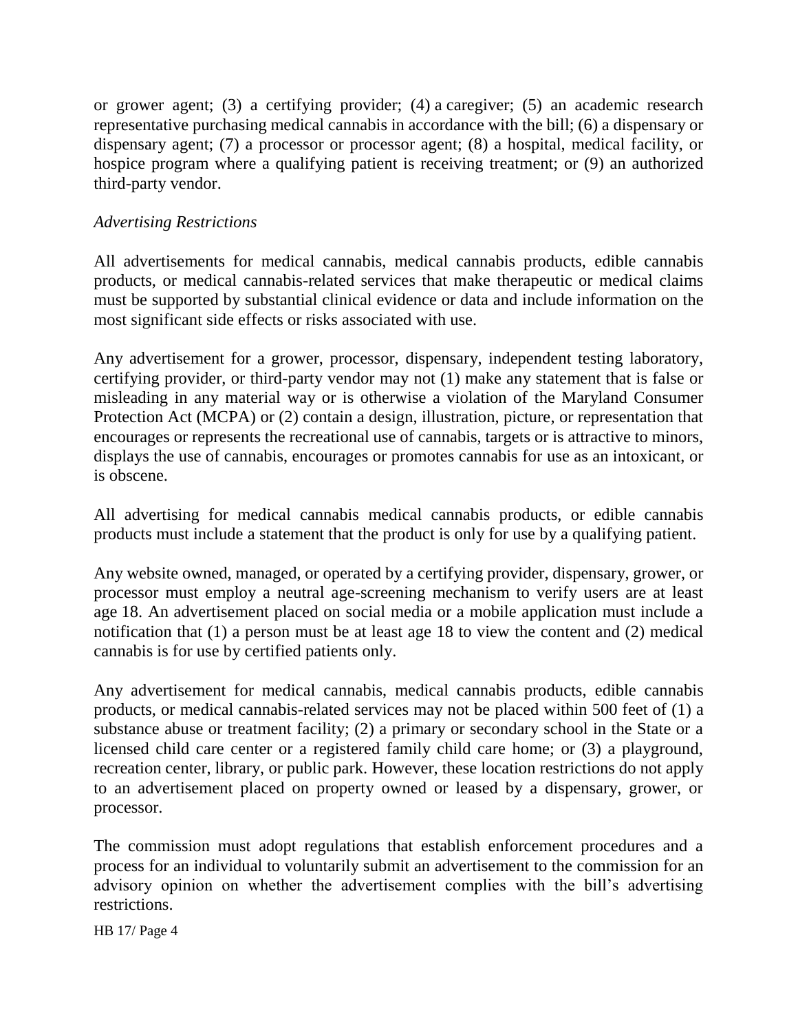or grower agent; (3) a certifying provider; (4) a caregiver; (5) an academic research representative purchasing medical cannabis in accordance with the bill; (6) a dispensary or dispensary agent; (7) a processor or processor agent; (8) a hospital, medical facility, or hospice program where a qualifying patient is receiving treatment; or (9) an authorized third-party vendor.

*Advertising Restrictions*

All advertisements for medical cannabis, medical cannabis products, edible cannabis products, or medical cannabis-related services that make therapeutic or medical claims must be supported by substantial clinical evidence or data and include information on the most significant side effects or risks associated with use.

Any advertisement for a grower, processor, dispensary, independent testing laboratory, certifying provider, or third-party vendor may not (1) make any statement that is false or misleading in any material way or is otherwise a violation of the Maryland Consumer Protection Act (MCPA) or (2) contain a design, illustration, picture, or representation that encourages or represents the recreational use of cannabis, targets or is attractive to minors, displays the use of cannabis, encourages or promotes cannabis for use as an intoxicant, or is obscene.

All advertising for medical cannabis medical cannabis products, or edible cannabis products must include a statement that the product is only for use by a qualifying patient.

Any website owned, managed, or operated by a certifying provider, dispensary, grower, or processor must employ a neutral age-screening mechanism to verify users are at least age 18. An advertisement placed on social media or a mobile application must include a notification that (1) a person must be at least age 18 to view the content and (2) medical cannabis is for use by certified patients only.

Any advertisement for medical cannabis, medical cannabis products, edible cannabis products, or medical cannabis-related services may not be placed within 500 feet of (1) a substance abuse or treatment facility; (2) a primary or secondary school in the State or a licensed child care center or a registered family child care home; or (3) a playground, recreation center, library, or public park. However, these location restrictions do not apply to an advertisement placed on property owned or leased by a dispensary, grower, or processor.

The commission must adopt regulations that establish enforcement procedures and a process for an individual to voluntarily submit an advertisement to the commission for an advisory opinion on whether the advertisement complies with the bill's advertising restrictions.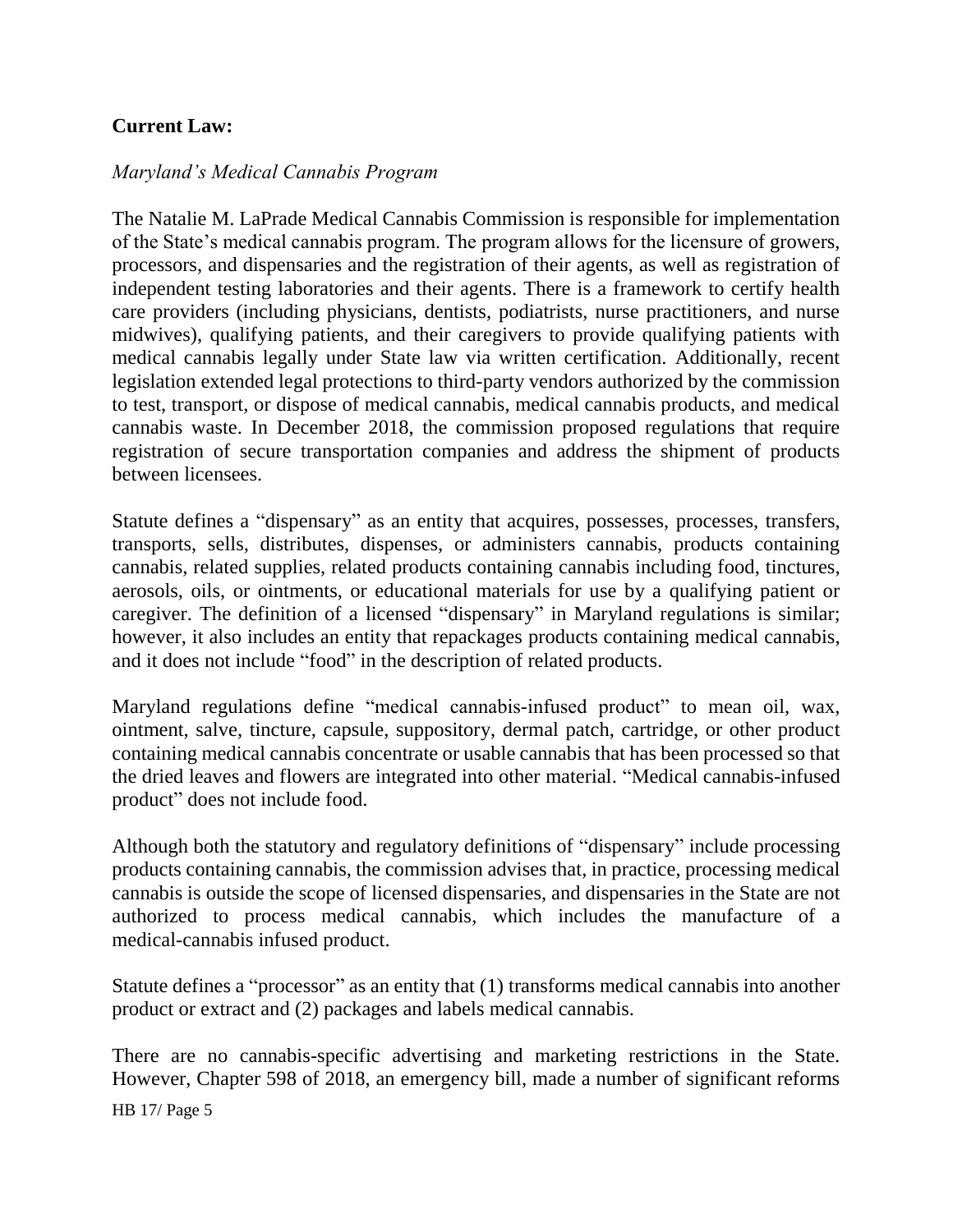**Current Law:**

*Maryland's Medical Cannabis Program*

The Natalie M. LaPrade Medical Cannabis Commission is responsible for implementation of the State's medical cannabis program. The program allows for the licensure of growers, processors, and dispensaries and the registration of their agents, as well as registration of independent testing laboratories and their agents. There is a framework to certify health care providers (including physicians, dentists, podiatrists, nurse practitioners, and nurse midwives), qualifying patients, and their caregivers to provide qualifying patients with medical cannabis legally under State law via written certification. Additionally, recent legislation extended legal protections to third-party vendors authorized by the commission to test, transport, or dispose of medical cannabis, medical cannabis products, and medical cannabis waste. In December 2018, the commission proposed regulations that require registration of secure transportation companies and address the shipment of products between licensees.

Statute defines a "dispensary" as an entity that acquires, possesses, processes, transfers, transports, sells, distributes, dispenses, or administers cannabis, products containing cannabis, related supplies, related products containing cannabis including food, tinctures, aerosols, oils, or ointments, or educational materials for use by a qualifying patient or caregiver. The definition of a licensed "dispensary" in Maryland regulations is similar; however, it also includes an entity that repackages products containing medical cannabis, and it does not include "food" in the description of related products.

Maryland regulations define "medical cannabis-infused product" to mean oil, wax, ointment, salve, tincture, capsule, suppository, dermal patch, cartridge, or other product containing medical cannabis concentrate or usable cannabis that has been processed so that the dried leaves and flowers are integrated into other material. "Medical cannabis-infused product" does not include food.

Although both the statutory and regulatory definitions of "dispensary" include processing products containing cannabis, the commission advises that, in practice, processing medical cannabis is outside the scope of licensed dispensaries, and dispensaries in the State are not authorized to process medical cannabis, which includes the manufacture of a medical-cannabis infused product.

Statute defines a "processor" as an entity that (1) transforms medical cannabis into another product or extract and (2) packages and labels medical cannabis.

There are no cannabis-specific advertising and marketing restrictions in the State. However, Chapter 598 of 2018, an emergency bill, made a number of significant reforms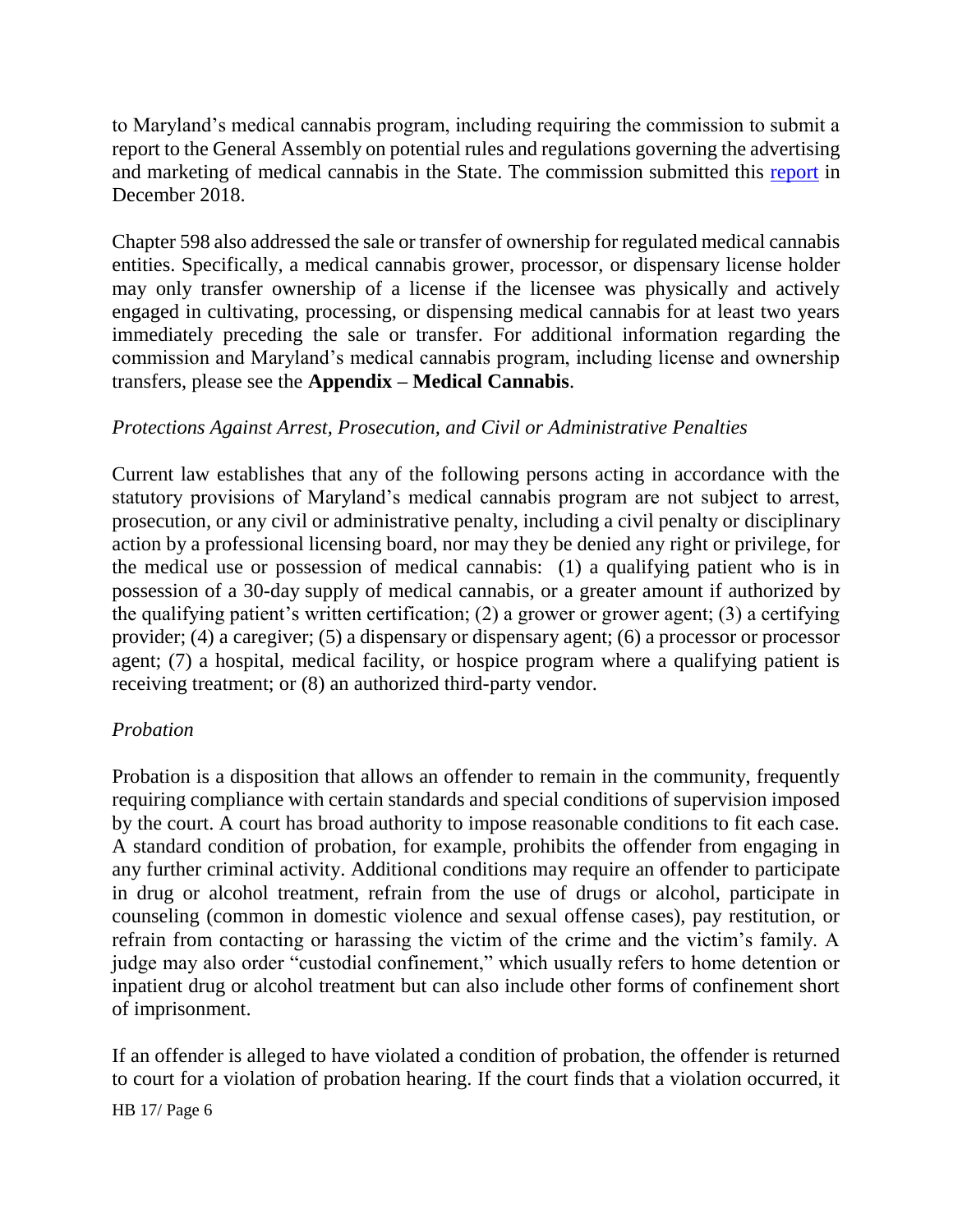to Maryland's medical cannabis program, including requiring the commission to submit a report to the General Assembly on potential rules and regulations governing the advertising and marketing of medical cannabis in the State. The commission submitted this report in December 2018.

Chapter 598 also addressed the sale or transfer of ownership for regulated medical cannabis entities. Specifically, a medical cannabis grower, processor, or dispensary license holder may only transfer ownership of a license if the licensee was physically and actively engaged in cultivating, processing, or dispensing medical cannabis for at least two years immediately preceding the sale or transfer. For additional information regarding the commission and Maryland's medical cannabis program, including license and ownership transfers, please see the **Appendix – Medical Cannabis**.

*Protections Against Arrest, Prosecution, and Civil or Administrative Penalties*

Current law establishes that any of the following persons acting in accordance with the statutory provisions of Maryland's medical cannabis program are not subject to arrest, prosecution, or any civil or administrative penalty, including a civil penalty or disciplinary action by a professional licensing board, nor may they be denied any right or privilege, for the medical use or possession of medical cannabis: (1) a qualifying patient who is in possession of a 30-day supply of medical cannabis, or a greater amount if authorized by the qualifying patient's written certification; (2) a grower or grower agent; (3) a certifying provider; (4) a caregiver; (5) a dispensary or dispensary agent; (6) a processor or processor agent; (7) a hospital, medical facility, or hospice program where a qualifying patient is receiving treatment; or (8) an authorized third-party vendor.

*Probation*

Probation is a disposition that allows an offender to remain in the community, frequently requiring compliance with certain standards and special conditions of supervision imposed by the court. A court has broad authority to impose reasonable conditions to fit each case. A standard condition of probation, for example, prohibits the offender from engaging in any further criminal activity. Additional conditions may require an offender to participate in drug or alcohol treatment, refrain from the use of drugs or alcohol, participate in counseling (common in domestic violence and sexual offense cases), pay restitution, or refrain from contacting or harassing the victim of the crime and the victim's family. A judge may also order "custodial confinement," which usually refers to home detention or inpatient drug or alcohol treatment but can also include other forms of confinement short of imprisonment.

If an offender is alleged to have violated a condition of probation, the offender is returned to court for a violation of probation hearing. If the court finds that a violation occurred, it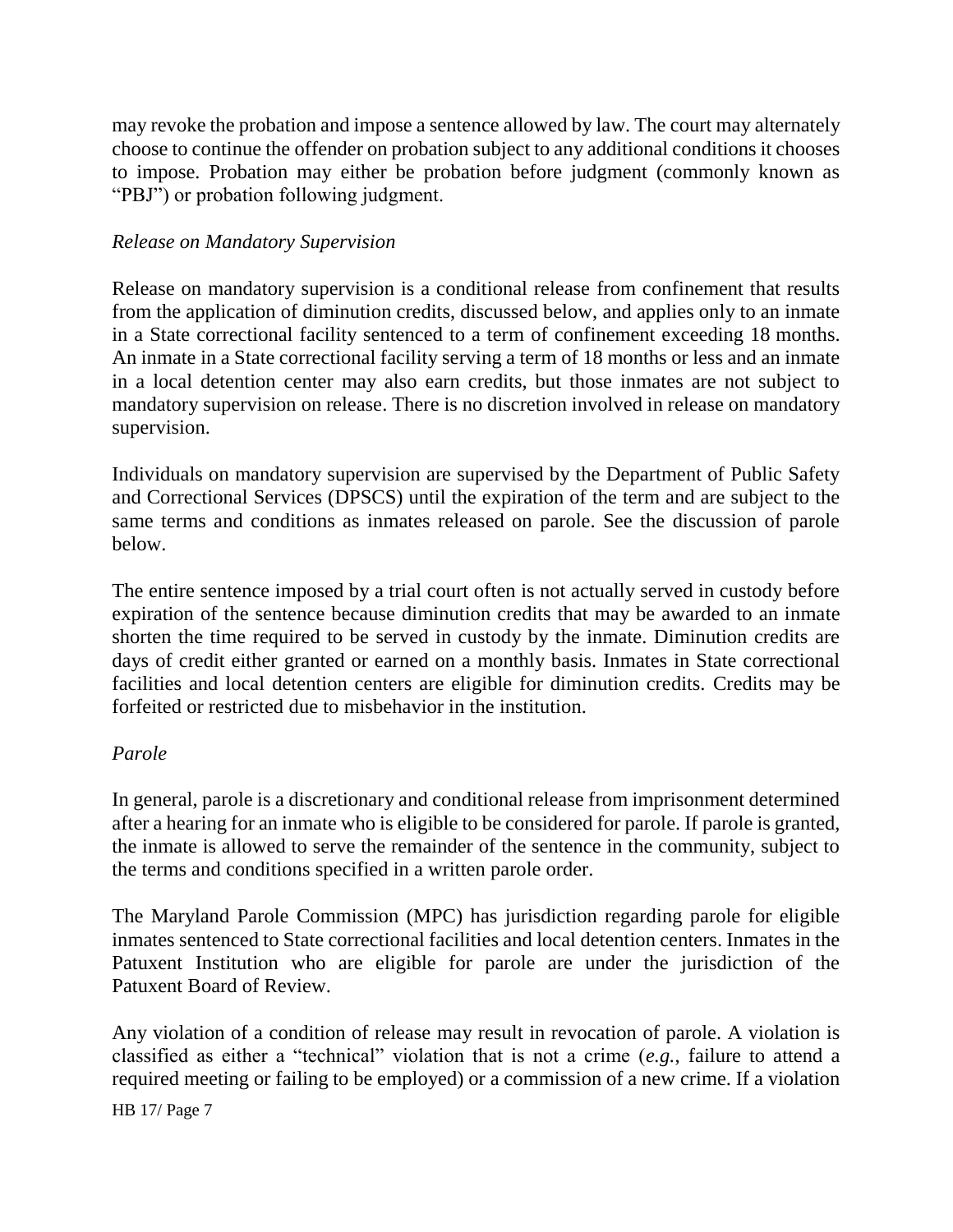may revoke the probation and impose a sentence allowed by law. The court may alternately choose to continue the offender on probation subject to any additional conditions it chooses to impose. Probation may either be probation before judgment (commonly known as "PBJ") or probation following judgment.

*Release on Mandatory Supervision*

Release on mandatory supervision is a conditional release from confinement that results from the application of diminution credits, discussed below, and applies only to an inmate in a State correctional facility sentenced to a term of confinement exceeding 18 months. An inmate in a State correctional facility serving a term of 18 months or less and an inmate in a local detention center may also earn credits, but those inmates are not subject to mandatory supervision on release. There is no discretion involved in release on mandatory supervision.

Individuals on mandatory supervision are supervised by the Department of Public Safety and Correctional Services (DPSCS) until the expiration of the term and are subject to the same terms and conditions as inmates released on parole. See the discussion of parole below.

The entire sentence imposed by a trial court often is not actually served in custody before expiration of the sentence because diminution credits that may be awarded to an inmate shorten the time required to be served in custody by the inmate. Diminution credits are days of credit either granted or earned on a monthly basis. Inmates in State correctional facilities and local detention centers are eligible for diminution credits. Credits may be forfeited or restricted due to misbehavior in the institution.

*Parole*

In general, parole is a discretionary and conditional release from imprisonment determined after a hearing for an inmate who is eligible to be considered for parole. If parole is granted, the inmate is allowed to serve the remainder of the sentence in the community, subject to the terms and conditions specified in a written parole order.

The Maryland Parole Commission (MPC) has jurisdiction regarding parole for eligible inmates sentenced to State correctional facilities and local detention centers. Inmates in the Patuxent Institution who are eligible for parole are under the jurisdiction of the Patuxent Board of Review.

Any violation of a condition of release may result in revocation of parole. A violation is classified as either a "technical" violation that is not a crime (*e.g.*, failure to attend a required meeting or failing to be employed) or a commission of a new crime. If a violation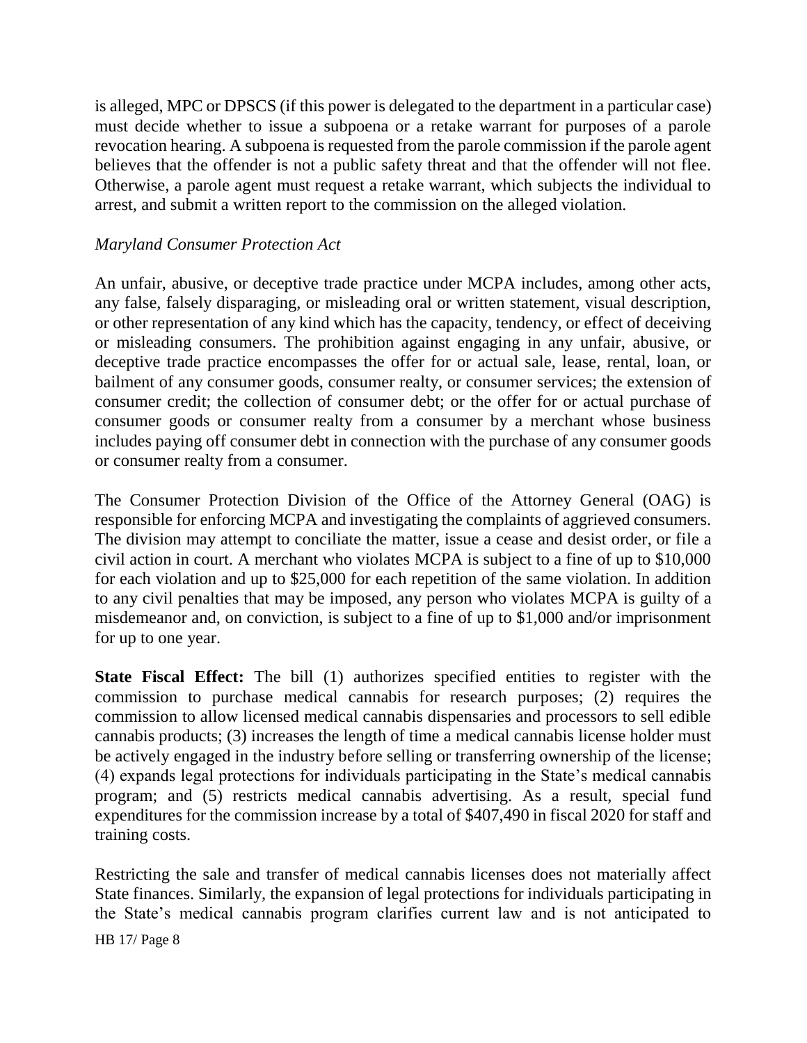is alleged, MPC or DPSCS (if this power is delegated to the department in a particular case) must decide whether to issue a subpoena or a retake warrant for purposes of a parole revocation hearing. A subpoena is requested from the parole commission if the parole agent believes that the offender is not a public safety threat and that the offender will not flee. Otherwise, a parole agent must request a retake warrant, which subjects the individual to arrest, and submit a written report to the commission on the alleged violation.

*Maryland Consumer Protection Act*

An unfair, abusive, or deceptive trade practice under MCPA includes, among other acts, any false, falsely disparaging, or misleading oral or written statement, visual description, or other representation of any kind which has the capacity, tendency, or effect of deceiving or misleading consumers. The prohibition against engaging in any unfair, abusive, or deceptive trade practice encompasses the offer for or actual sale, lease, rental, loan, or bailment of any consumer goods, consumer realty, or consumer services; the extension of consumer credit; the collection of consumer debt; or the offer for or actual purchase of consumer goods or consumer realty from a consumer by a merchant whose business includes paying off consumer debt in connection with the purchase of any consumer goods or consumer realty from a consumer.

The Consumer Protection Division of the Office of the Attorney General (OAG) is responsible for enforcing MCPA and investigating the complaints of aggrieved consumers. The division may attempt to conciliate the matter, issue a cease and desist order, or file a civil action in court. A merchant who violates MCPA is subject to a fine of up to $10,000 for each violation and up to $25,000 for each repetition of the same violation. In addition to any civil penalties that may be imposed, any person who violates MCPA is guilty of a misdemeanor and, on conviction, is subject to a fine of up to $1,000 and/or imprisonment for up to one year.

**State Fiscal Effect:** The bill (1) authorizes specified entities to register with the commission to purchase medical cannabis for research purposes; (2) requires the commission to allow licensed medical cannabis dispensaries and processors to sell edible cannabis products; (3) increases the length of time a medical cannabis license holder must be actively engaged in the industry before selling or transferring ownership of the license; (4) expands legal protections for individuals participating in the State's medical cannabis program; and (5) restricts medical cannabis advertising. As a result, special fund expenditures for the commission increase by a total of $407,490 in fiscal 2020 for staff and training costs.

Restricting the sale and transfer of medical cannabis licenses does not materially affect State finances. Similarly, the expansion of legal protections for individuals participating in the State's medical cannabis program clarifies current law and is not anticipated to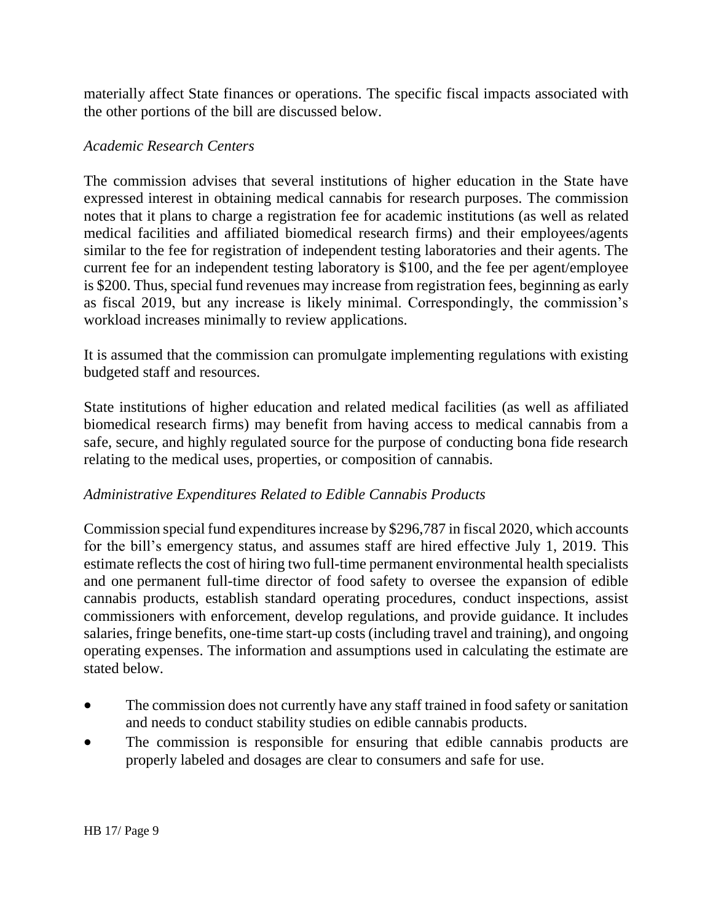materially affect State finances or operations. The specific fiscal impacts associated with the other portions of the bill are discussed below.

*Academic Research Centers*

The commission advises that several institutions of higher education in the State have expressed interest in obtaining medical cannabis for research purposes. The commission notes that it plans to charge a registration fee for academic institutions (as well as related medical facilities and affiliated biomedical research firms) and their employees/agents similar to the fee for registration of independent testing laboratories and their agents. The current fee for an independent testing laboratory is $100, and the fee per agent/employee is $200. Thus, special fund revenues may increase from registration fees, beginning as early as fiscal 2019, but any increase is likely minimal. Correspondingly, the commission's workload increases minimally to review applications.

It is assumed that the commission can promulgate implementing regulations with existing budgeted staff and resources.

State institutions of higher education and related medical facilities (as well as affiliated biomedical research firms) may benefit from having access to medical cannabis from a safe, secure, and highly regulated source for the purpose of conducting bona fide research relating to the medical uses, properties, or composition of cannabis.

*Administrative Expenditures Related to Edible Cannabis Products*

Commission special fund expenditures increase by $296,787 in fiscal 2020, which accounts for the bill's emergency status, and assumes staff are hired effective July 1, 2019. This estimate reflects the cost of hiring two full-time permanent environmental health specialists and one permanent full-time director of food safety to oversee the expansion of edible cannabis products, establish standard operating procedures, conduct inspections, assist commissioners with enforcement, develop regulations, and provide guidance. It includes salaries, fringe benefits, one-time start-up costs (including travel and training), and ongoing operating expenses. The information and assumptions used in calculating the estimate are stated below.

- The commission does not currently have any staff trained in food safety or sanitation and needs to conduct stability studies on edible cannabis products.
- The commission is responsible for ensuring that edible cannabis products are properly labeled and dosages are clear to consumers and safe for use.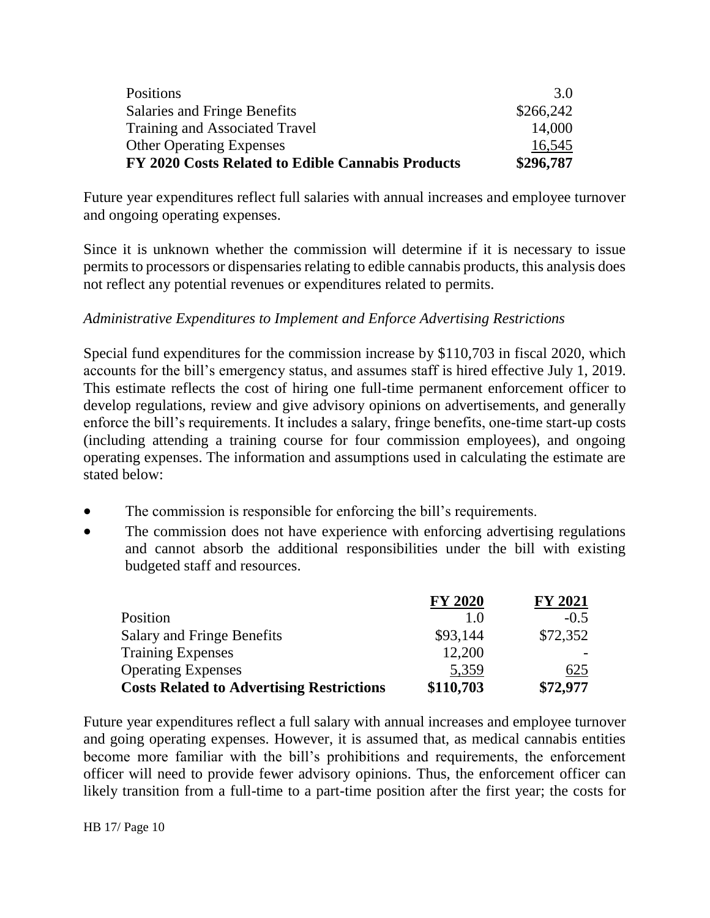| | |
|---|---|
| Positions | 3.0 |
| Salaries and Fringe Benefits | $266,242 |
| Training and Associated Travel | 14,000 |
| Other Operating Expenses | 16,545 |
| **FY 2020 Costs Related to Edible Cannabis Products** | **$296,787** |

Future year expenditures reflect full salaries with annual increases and employee turnover and ongoing operating expenses.

Since it is unknown whether the commission will determine if it is necessary to issue permits to processors or dispensaries relating to edible cannabis products, this analysis does not reflect any potential revenues or expenditures related to permits.

*Administrative Expenditures to Implement and Enforce Advertising Restrictions*

Special fund expenditures for the commission increase by $110,703 in fiscal 2020, which accounts for the bill's emergency status, and assumes staff is hired effective July 1, 2019. This estimate reflects the cost of hiring one full-time permanent enforcement officer to develop regulations, review and give advisory opinions on advertisements, and generally enforce the bill's requirements. It includes a salary, fringe benefits, one-time start-up costs (including attending a training course for four commission employees), and ongoing operating expenses. The information and assumptions used in calculating the estimate are stated below:

- The commission is responsible for enforcing the bill's requirements.
- The commission does not have experience with enforcing advertising regulations and cannot absorb the additional responsibilities under the bill with existing budgeted staff and resources.

| | **FY 2020** | **FY 2021** |
|---|---|---|
| Position | 1.0 | -0.5 |
| Salary and Fringe Benefits | $93,144 | $72,352 |
| Training Expenses | 12,200 | - |
| Operating Expenses | 5,359 | 625 |
| **Costs Related to Advertising Restrictions** | **$110,703** | **$72,977** |

Future year expenditures reflect a full salary with annual increases and employee turnover and going operating expenses. However, it is assumed that, as medical cannabis entities become more familiar with the bill's prohibitions and requirements, the enforcement officer will need to provide fewer advisory opinions. Thus, the enforcement officer can likely transition from a full-time to a part-time position after the first year; the costs for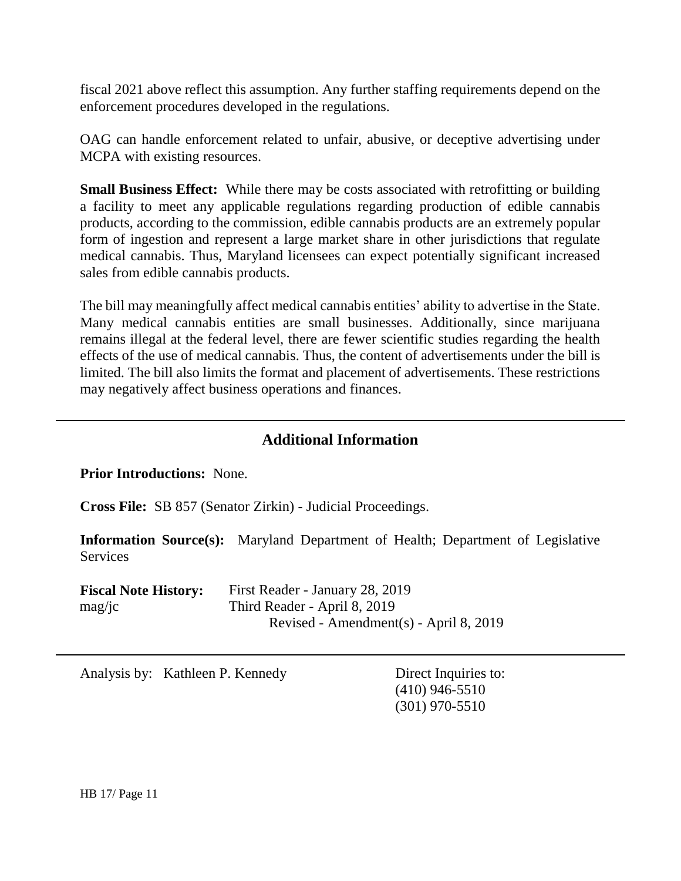fiscal 2021 above reflect this assumption. Any further staffing requirements depend on the enforcement procedures developed in the regulations.

OAG can handle enforcement related to unfair, abusive, or deceptive advertising under MCPA with existing resources.

**Small Business Effect:** While there may be costs associated with retrofitting or building a facility to meet any applicable regulations regarding production of edible cannabis products, according to the commission, edible cannabis products are an extremely popular form of ingestion and represent a large market share in other jurisdictions that regulate medical cannabis. Thus, Maryland licensees can expect potentially significant increased sales from edible cannabis products.

The bill may meaningfully affect medical cannabis entities' ability to advertise in the State. Many medical cannabis entities are small businesses. Additionally, since marijuana remains illegal at the federal level, there are fewer scientific studies regarding the health effects of the use of medical cannabis. Thus, the content of advertisements under the bill is limited. The bill also limits the format and placement of advertisements. These restrictions may negatively affect business operations and finances.

## Additional Information

**Prior Introductions:** None.

**Cross File:** SB 857 (Senator Zirkin) - Judicial Proceedings.

**Information Source(s):** Maryland Department of Health; Department of Legislative Services

**Fiscal Note History:** First Reader - January 28, 2019
mag/jc Third Reader - April 8, 2019
Revised - Amendment(s) - April 8, 2019

Analysis by: Kathleen P. Kennedy

Direct Inquiries to:
(410) 946-5510
(301) 970-5510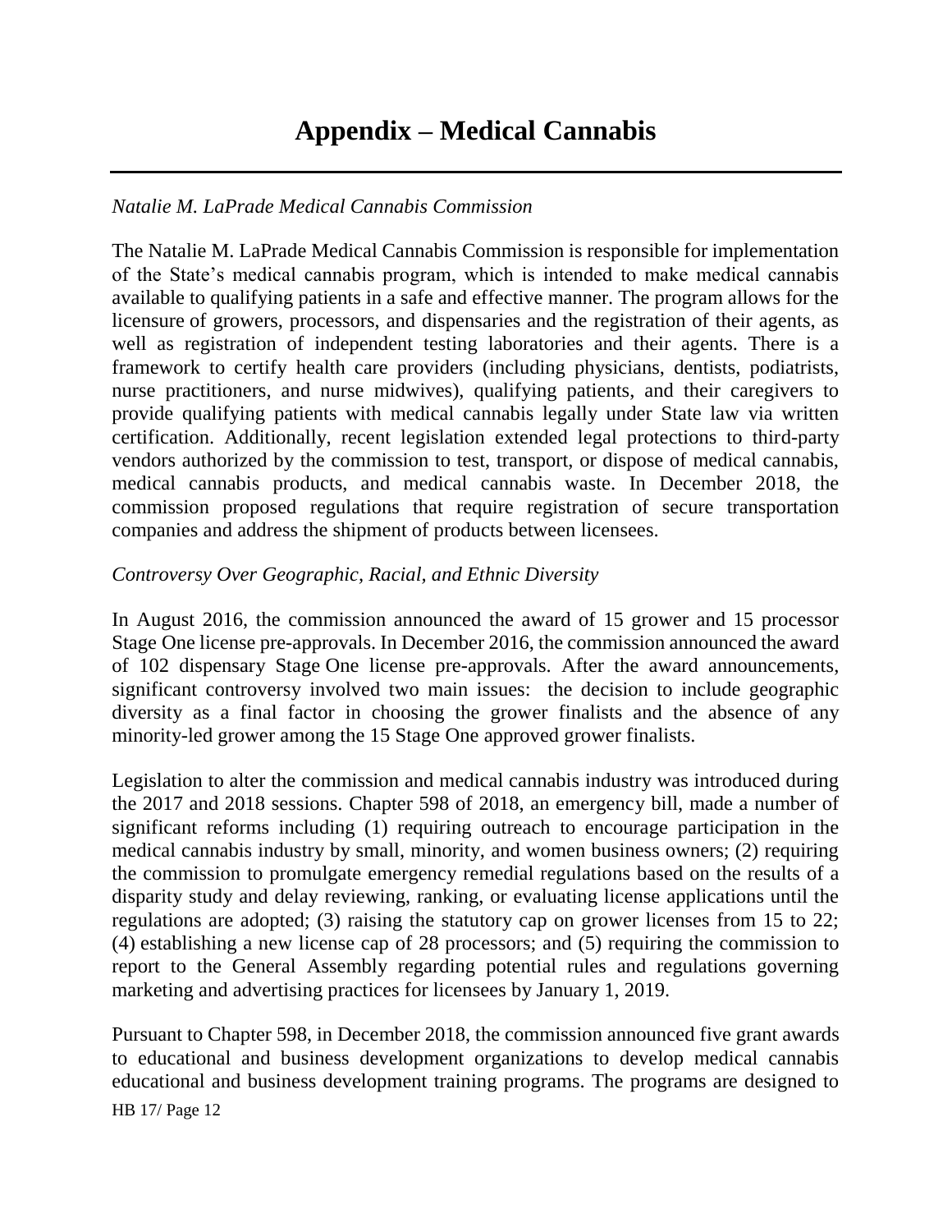# Appendix – Medical Cannabis

*Natalie M. LaPrade Medical Cannabis Commission*

The Natalie M. LaPrade Medical Cannabis Commission is responsible for implementation of the State's medical cannabis program, which is intended to make medical cannabis available to qualifying patients in a safe and effective manner. The program allows for the licensure of growers, processors, and dispensaries and the registration of their agents, as well as registration of independent testing laboratories and their agents. There is a framework to certify health care providers (including physicians, dentists, podiatrists, nurse practitioners, and nurse midwives), qualifying patients, and their caregivers to provide qualifying patients with medical cannabis legally under State law via written certification. Additionally, recent legislation extended legal protections to third-party vendors authorized by the commission to test, transport, or dispose of medical cannabis, medical cannabis products, and medical cannabis waste. In December 2018, the commission proposed regulations that require registration of secure transportation companies and address the shipment of products between licensees.

*Controversy Over Geographic, Racial, and Ethnic Diversity*

In August 2016, the commission announced the award of 15 grower and 15 processor Stage One license pre-approvals. In December 2016, the commission announced the award of 102 dispensary Stage One license pre-approvals. After the award announcements, significant controversy involved two main issues: the decision to include geographic diversity as a final factor in choosing the grower finalists and the absence of any minority-led grower among the 15 Stage One approved grower finalists.

Legislation to alter the commission and medical cannabis industry was introduced during the 2017 and 2018 sessions. Chapter 598 of 2018, an emergency bill, made a number of significant reforms including (1) requiring outreach to encourage participation in the medical cannabis industry by small, minority, and women business owners; (2) requiring the commission to promulgate emergency remedial regulations based on the results of a disparity study and delay reviewing, ranking, or evaluating license applications until the regulations are adopted; (3) raising the statutory cap on grower licenses from 15 to 22; (4) establishing a new license cap of 28 processors; and (5) requiring the commission to report to the General Assembly regarding potential rules and regulations governing marketing and advertising practices for licensees by January 1, 2019.

Pursuant to Chapter 598, in December 2018, the commission announced five grant awards to educational and business development organizations to develop medical cannabis educational and business development training programs. The programs are designed to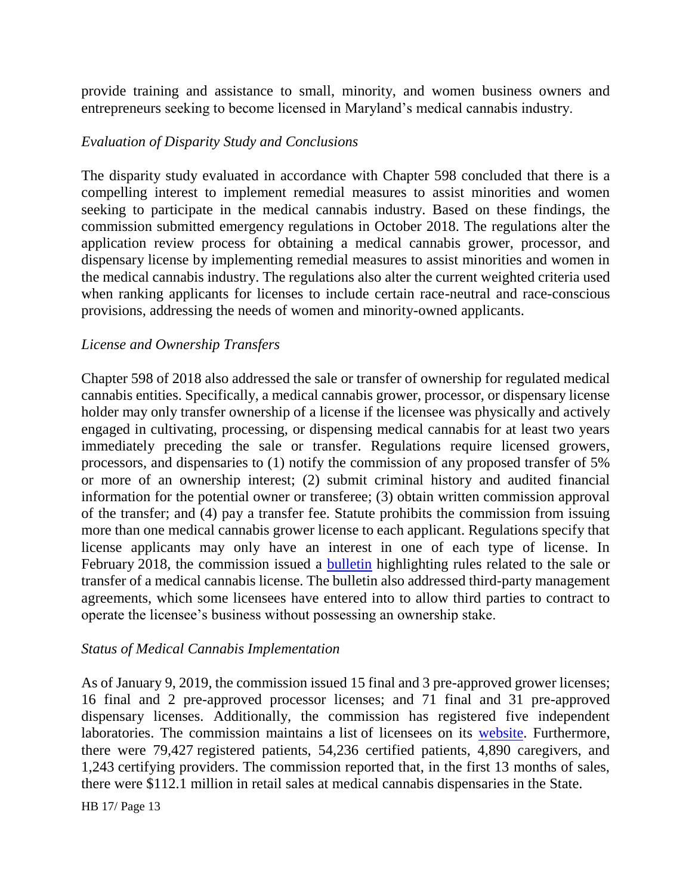provide training and assistance to small, minority, and women business owners and entrepreneurs seeking to become licensed in Maryland's medical cannabis industry.

*Evaluation of Disparity Study and Conclusions*

The disparity study evaluated in accordance with Chapter 598 concluded that there is a compelling interest to implement remedial measures to assist minorities and women seeking to participate in the medical cannabis industry. Based on these findings, the commission submitted emergency regulations in October 2018. The regulations alter the application review process for obtaining a medical cannabis grower, processor, and dispensary license by implementing remedial measures to assist minorities and women in the medical cannabis industry. The regulations also alter the current weighted criteria used when ranking applicants for licenses to include certain race-neutral and race-conscious provisions, addressing the needs of women and minority-owned applicants.

*License and Ownership Transfers*

Chapter 598 of 2018 also addressed the sale or transfer of ownership for regulated medical cannabis entities. Specifically, a medical cannabis grower, processor, or dispensary license holder may only transfer ownership of a license if the licensee was physically and actively engaged in cultivating, processing, or dispensing medical cannabis for at least two years immediately preceding the sale or transfer. Regulations require licensed growers, processors, and dispensaries to (1) notify the commission of any proposed transfer of 5% or more of an ownership interest; (2) submit criminal history and audited financial information for the potential owner or transferee; (3) obtain written commission approval of the transfer; and (4) pay a transfer fee. Statute prohibits the commission from issuing more than one medical cannabis grower license to each applicant. Regulations specify that license applicants may only have an interest in one of each type of license. In February 2018, the commission issued a bulletin highlighting rules related to the sale or transfer of a medical cannabis license. The bulletin also addressed third-party management agreements, which some licensees have entered into to allow third parties to contract to operate the licensee's business without possessing an ownership stake.

*Status of Medical Cannabis Implementation*

As of January 9, 2019, the commission issued 15 final and 3 pre-approved grower licenses; 16 final and 2 pre-approved processor licenses; and 71 final and 31 pre-approved dispensary licenses. Additionally, the commission has registered five independent laboratories. The commission maintains a list of licensees on its website. Furthermore, there were 79,427 registered patients, 54,236 certified patients, 4,890 caregivers, and 1,243 certifying providers. The commission reported that, in the first 13 months of sales, there were $112.1 million in retail sales at medical cannabis dispensaries in the State.